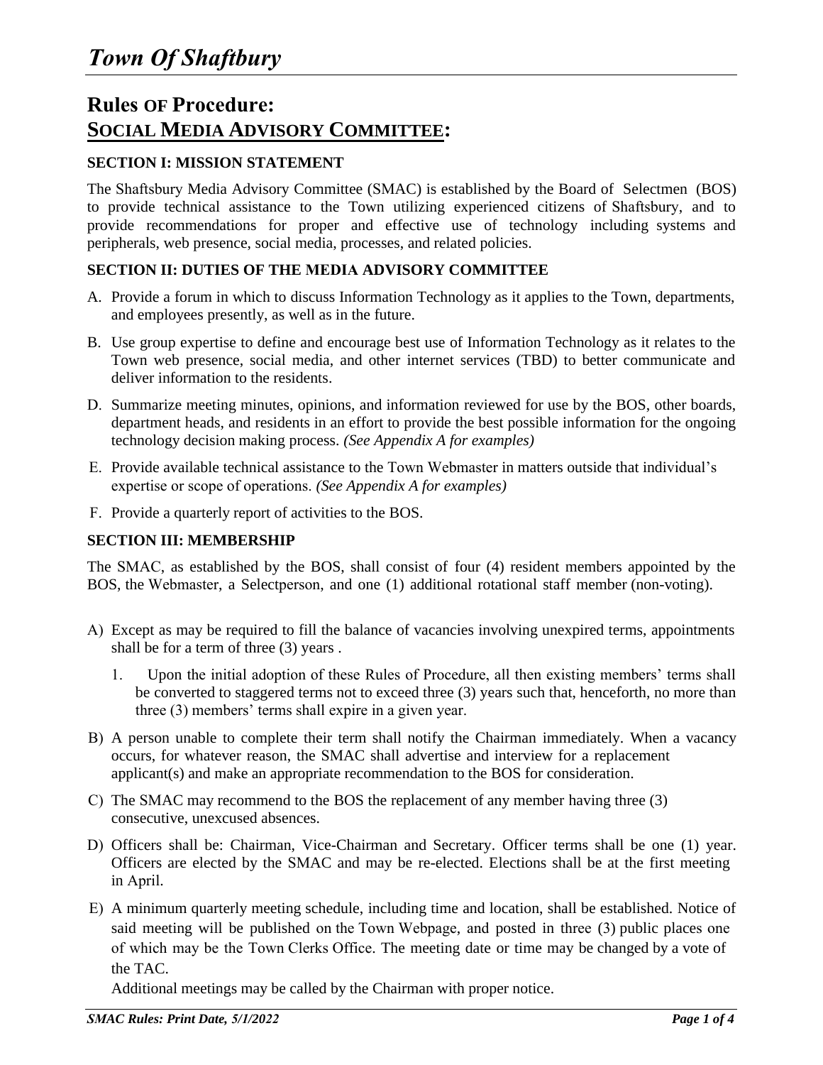# *Town Of Shaftbury*

## Rules OF Procedure:
## SOCIAL MEDIA ADVISORY COMMITTEE:

### SECTION I: MISSION STATEMENT

The Shaftsbury Media Advisory Committee (SMAC) is established by the Board of Selectmen (BOS) to provide technical assistance to the Town utilizing experienced citizens of Shaftsbury, and to provide recommendations for proper and effective use of technology including systems and peripherals, web presence, social media, processes, and related policies.

### SECTION II: DUTIES OF THE MEDIA ADVISORY COMMITTEE

A. Provide a forum in which to discuss Information Technology as it applies to the Town, departments, and employees presently, as well as in the future.

B. Use group expertise to define and encourage best use of Information Technology as it relates to the Town web presence, social media, and other internet services (TBD) to better communicate and deliver information to the residents.

D. Summarize meeting minutes, opinions, and information reviewed for use by the BOS, other boards, department heads, and residents in an effort to provide the best possible information for the ongoing technology decision making process. *(See Appendix A for examples)*

E. Provide available technical assistance to the Town Webmaster in matters outside that individual's expertise or scope of operations. *(See Appendix A for examples)*

F. Provide a quarterly report of activities to the BOS.

### SECTION III: MEMBERSHIP

The SMAC, as established by the BOS, shall consist of four (4) resident members appointed by the BOS, the Webmaster, a Selectperson, and one (1) additional rotational staff member (non-voting).

A) Except as may be required to fill the balance of vacancies involving unexpired terms, appointments shall be for a term of three (3) years .

   1. Upon the initial adoption of these Rules of Procedure, all then existing members' terms shall be converted to staggered terms not to exceed three (3) years such that, henceforth, no more than three (3) members' terms shall expire in a given year.

B) A person unable to complete their term shall notify the Chairman immediately. When a vacancy occurs, for whatever reason, the SMAC shall advertise and interview for a replacement applicant(s) and make an appropriate recommendation to the BOS for consideration.

C) The SMAC may recommend to the BOS the replacement of any member having three (3) consecutive, unexcused absences.

D) Officers shall be: Chairman, Vice-Chairman and Secretary. Officer terms shall be one (1) year. Officers are elected by the SMAC and may be re-elected. Elections shall be at the first meeting in April.

E) A minimum quarterly meeting schedule, including time and location, shall be established. Notice of said meeting will be published on the Town Webpage, and posted in three (3) public places one of which may be the Town Clerks Office. The meeting date or time may be changed by a vote of the TAC.

   Additional meetings may be called by the Chairman with proper notice.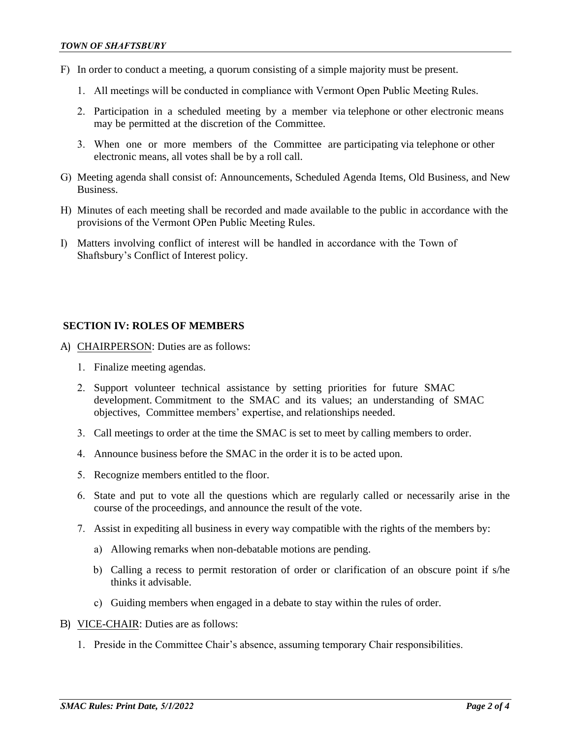F) In order to conduct a meeting, a quorum consisting of a simple majority must be present.

   1. All meetings will be conducted in compliance with Vermont Open Public Meeting Rules.

   2. Participation in a scheduled meeting by a member via telephone or other electronic means may be permitted at the discretion of the Committee.

   3. When one or more members of the Committee are participating via telephone or other electronic means, all votes shall be by a roll call.

G) Meeting agenda shall consist of: Announcements, Scheduled Agenda Items, Old Business, and New Business.

H) Minutes of each meeting shall be recorded and made available to the public in accordance with the provisions of the Vermont OPen Public Meeting Rules.

I) Matters involving conflict of interest will be handled in accordance with the Town of Shaftsbury's Conflict of Interest policy.

## SECTION IV: ROLES OF MEMBERS

A) CHAIRPERSON: Duties are as follows:

   1. Finalize meeting agendas.

   2. Support volunteer technical assistance by setting priorities for future SMAC development. Commitment to the SMAC and its values; an understanding of SMAC objectives, Committee members' expertise, and relationships needed.

   3. Call meetings to order at the time the SMAC is set to meet by calling members to order.

   4. Announce business before the SMAC in the order it is to be acted upon.

   5. Recognize members entitled to the floor.

   6. State and put to vote all the questions which are regularly called or necessarily arise in the course of the proceedings, and announce the result of the vote.

   7. Assist in expediting all business in every way compatible with the rights of the members by:

      a) Allowing remarks when non-debatable motions are pending.

      b) Calling a recess to permit restoration of order or clarification of an obscure point if s/he thinks it advisable.

      c) Guiding members when engaged in a debate to stay within the rules of order.

B) VICE-CHAIR: Duties are as follows:

   1. Preside in the Committee Chair's absence, assuming temporary Chair responsibilities.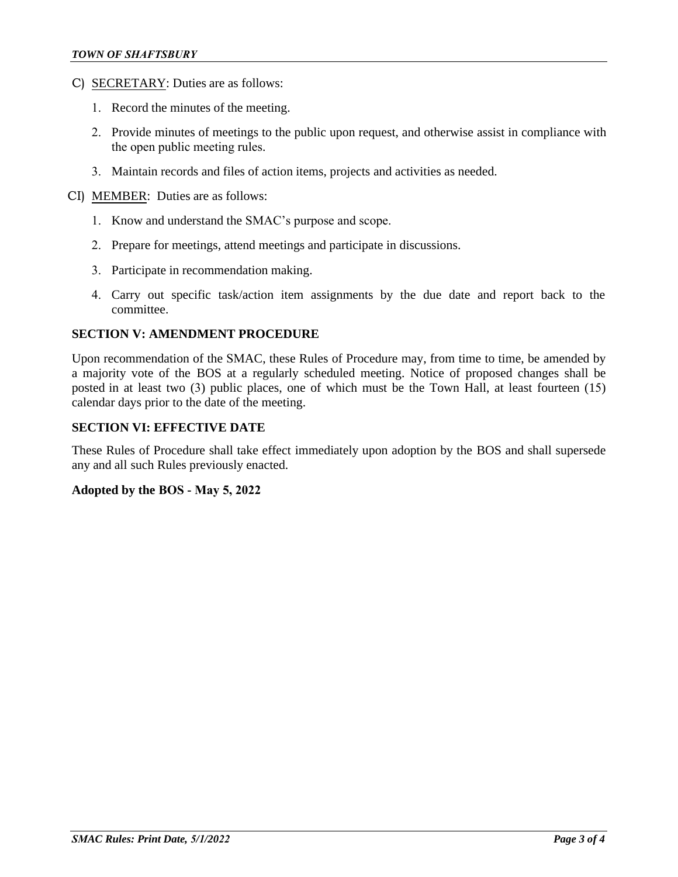C) <u>SECRETARY</u>: Duties are as follows:

1. Record the minutes of the meeting.
2. Provide minutes of meetings to the public upon request, and otherwise assist in compliance with the open public meeting rules.
3. Maintain records and files of action items, projects and activities as needed.

CI) <u>MEMBER</u>: Duties are as follows:

1. Know and understand the SMAC's purpose and scope.
2. Prepare for meetings, attend meetings and participate in discussions.
3. Participate in recommendation making.
4. Carry out specific task/action item assignments by the due date and report back to the committee.

**SECTION V: AMENDMENT PROCEDURE**

Upon recommendation of the SMAC, these Rules of Procedure may, from time to time, be amended by a majority vote of the BOS at a regularly scheduled meeting. Notice of proposed changes shall be posted in at least two (3) public places, one of which must be the Town Hall, at least fourteen (15) calendar days prior to the date of the meeting.

**SECTION VI: EFFECTIVE DATE**

These Rules of Procedure shall take effect immediately upon adoption by the BOS and shall supersede any and all such Rules previously enacted.

**Adopted by the BOS - May 5, 2022**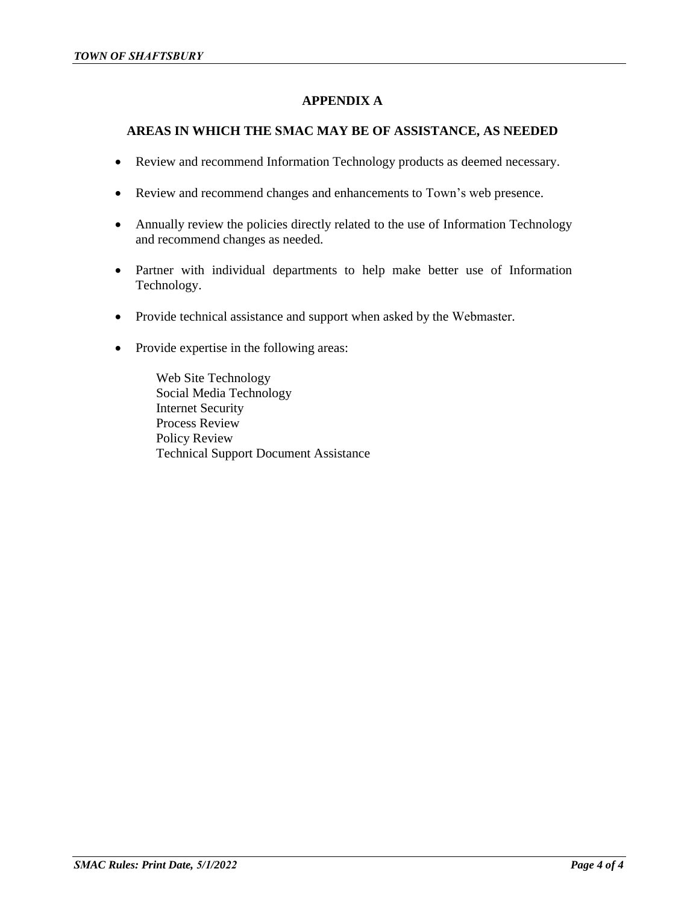## APPENDIX A

### AREAS IN WHICH THE SMAC MAY BE OF ASSISTANCE, AS NEEDED

- Review and recommend Information Technology products as deemed necessary.
- Review and recommend changes and enhancements to Town's web presence.
- Annually review the policies directly related to the use of Information Technology and recommend changes as needed.
- Partner with individual departments to help make better use of Information Technology.
- Provide technical assistance and support when asked by the Webmaster.
- Provide expertise in the following areas:

  Web Site Technology
  Social Media Technology
  Internet Security
  Process Review
  Policy Review
  Technical Support Document Assistance